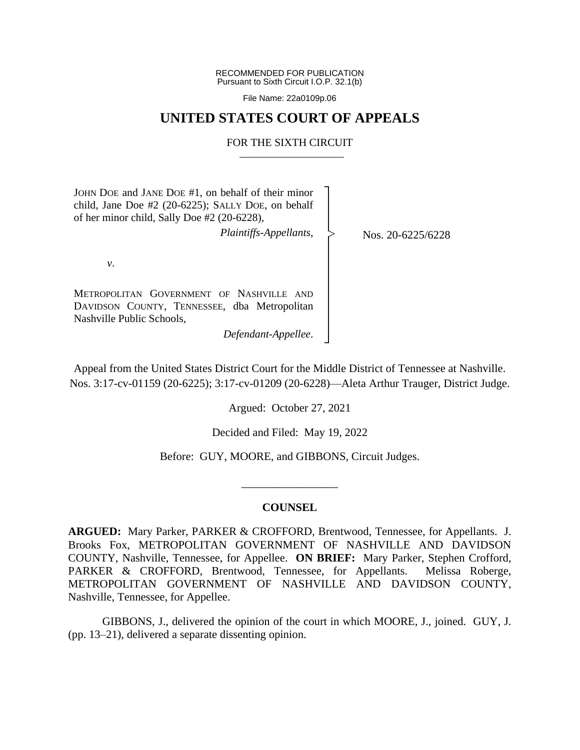RECOMMENDED FOR PUBLICATION
Pursuant to Sixth Circuit I.O.P. 32.1(b)

File Name: 22a0109p.06

# UNITED STATES COURT OF APPEALS

## FOR THE SIXTH CIRCUIT

JOHN DOE and JANE DOE #1, on behalf of their minor child, Jane Doe #2 (20-6225); SALLY DOE, on behalf of her minor child, Sally Doe #2 (20-6228),

*Plaintiffs-Appellants*,

*v*.

METROPOLITAN GOVERNMENT OF NASHVILLE AND DAVIDSON COUNTY, TENNESSEE, dba Metropolitan Nashville Public Schools,

*Defendant-Appellee*.

Nos. 20-6225/6228

Appeal from the United States District Court for the Middle District of Tennessee at Nashville.
Nos. 3:17-cv-01159 (20-6225); 3:17-cv-01209 (20-6228)—Aleta Arthur Trauger, District Judge.

Argued: October 27, 2021

Decided and Filed: May 19, 2022

Before: GUY, MOORE, and GIBBONS, Circuit Judges.

---

**COUNSEL**

**ARGUED:** Mary Parker, PARKER & CROFFORD, Brentwood, Tennessee, for Appellants. J. Brooks Fox, METROPOLITAN GOVERNMENT OF NASHVILLE AND DAVIDSON COUNTY, Nashville, Tennessee, for Appellee. **ON BRIEF:** Mary Parker, Stephen Crofford, PARKER & CROFFORD, Brentwood, Tennessee, for Appellants. Melissa Roberge, METROPOLITAN GOVERNMENT OF NASHVILLE AND DAVIDSON COUNTY, Nashville, Tennessee, for Appellee.

GIBBONS, J., delivered the opinion of the court in which MOORE, J., joined. GUY, J. (pp. 13–21), delivered a separate dissenting opinion.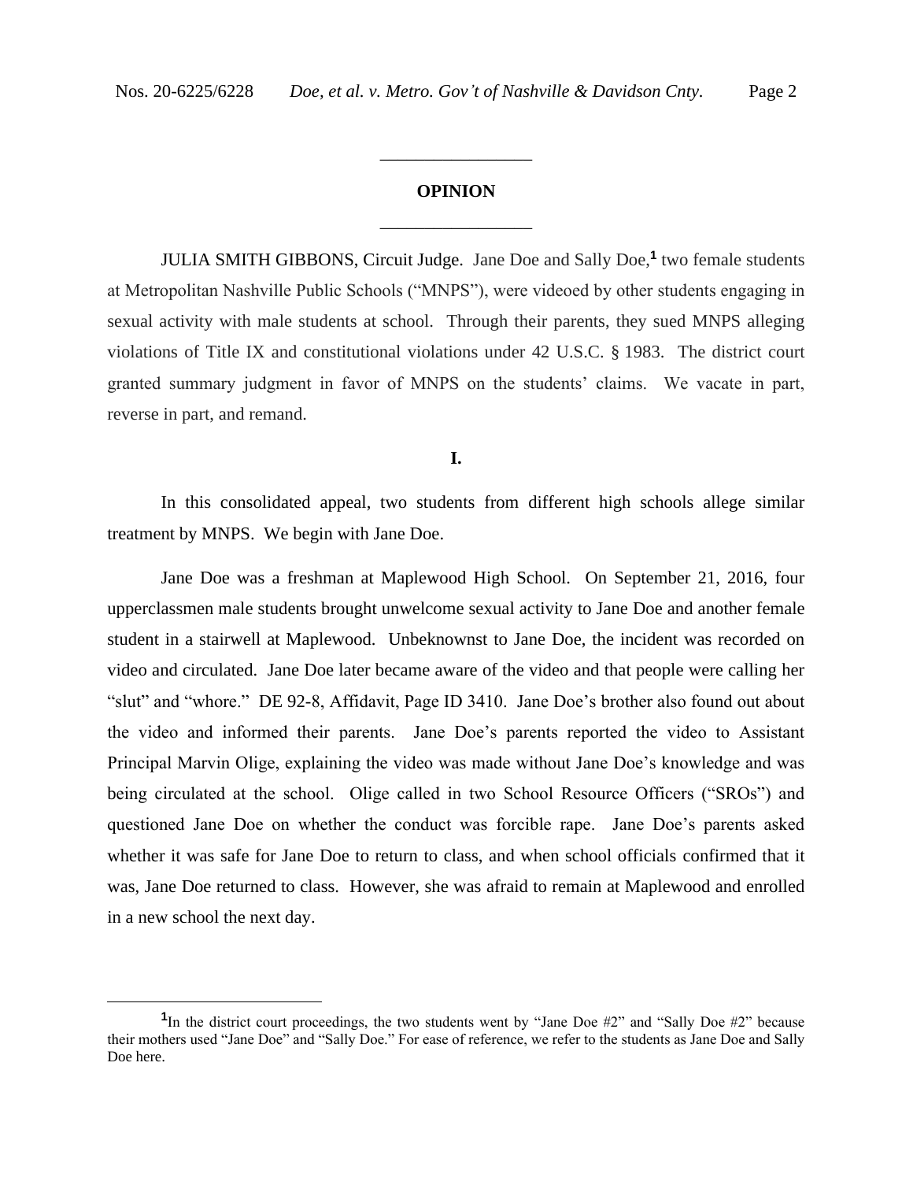## OPINION

JULIA SMITH GIBBONS, Circuit Judge. Jane Doe and Sally Doe,[1] two female students at Metropolitan Nashville Public Schools ("MNPS"), were videoed by other students engaging in sexual activity with male students at school. Through their parents, they sued MNPS alleging violations of Title IX and constitutional violations under 42 U.S.C. § 1983. The district court granted summary judgment in favor of MNPS on the students' claims. We vacate in part, reverse in part, and remand.

## I.

In this consolidated appeal, two students from different high schools allege similar treatment by MNPS. We begin with Jane Doe.

Jane Doe was a freshman at Maplewood High School. On September 21, 2016, four upperclassmen male students brought unwelcome sexual activity to Jane Doe and another female student in a stairwell at Maplewood. Unbeknownst to Jane Doe, the incident was recorded on video and circulated. Jane Doe later became aware of the video and that people were calling her "slut" and "whore." DE 92-8, Affidavit, Page ID 3410. Jane Doe's brother also found out about the video and informed their parents. Jane Doe's parents reported the video to Assistant Principal Marvin Olige, explaining the video was made without Jane Doe's knowledge and was being circulated at the school. Olige called in two School Resource Officers ("SROs") and questioned Jane Doe on whether the conduct was forcible rape. Jane Doe's parents asked whether it was safe for Jane Doe to return to class, and when school officials confirmed that it was, Jane Doe returned to class. However, she was afraid to remain at Maplewood and enrolled in a new school the next day.

[1] In the district court proceedings, the two students went by "Jane Doe #2" and "Sally Doe #2" because their mothers used "Jane Doe" and "Sally Doe." For ease of reference, we refer to the students as Jane Doe and Sally Doe here.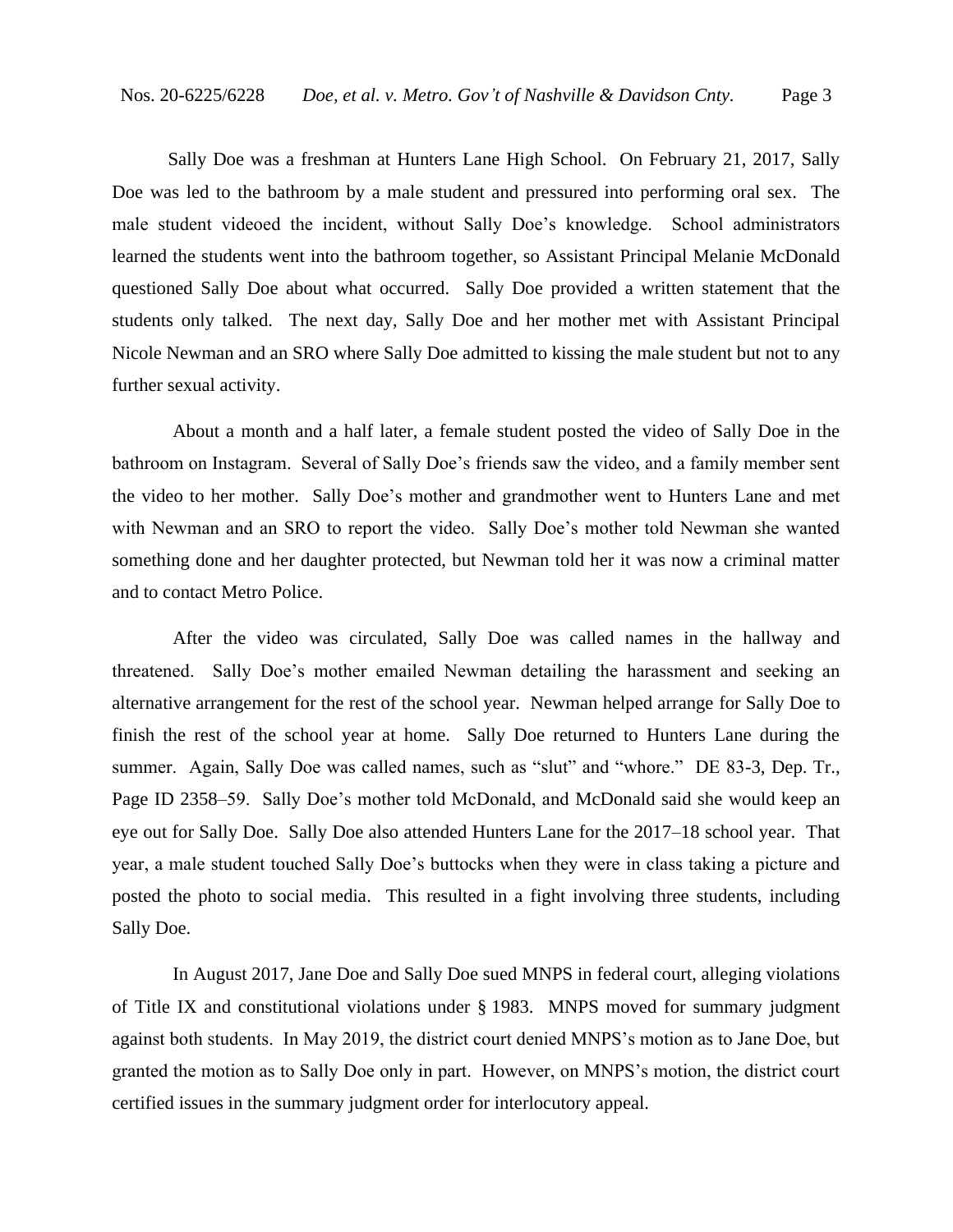Sally Doe was a freshman at Hunters Lane High School. On February 21, 2017, Sally Doe was led to the bathroom by a male student and pressured into performing oral sex. The male student videoed the incident, without Sally Doe's knowledge. School administrators learned the students went into the bathroom together, so Assistant Principal Melanie McDonald questioned Sally Doe about what occurred. Sally Doe provided a written statement that the students only talked. The next day, Sally Doe and her mother met with Assistant Principal Nicole Newman and an SRO where Sally Doe admitted to kissing the male student but not to any further sexual activity.

About a month and a half later, a female student posted the video of Sally Doe in the bathroom on Instagram. Several of Sally Doe's friends saw the video, and a family member sent the video to her mother. Sally Doe's mother and grandmother went to Hunters Lane and met with Newman and an SRO to report the video. Sally Doe's mother told Newman she wanted something done and her daughter protected, but Newman told her it was now a criminal matter and to contact Metro Police.

After the video was circulated, Sally Doe was called names in the hallway and threatened. Sally Doe's mother emailed Newman detailing the harassment and seeking an alternative arrangement for the rest of the school year. Newman helped arrange for Sally Doe to finish the rest of the school year at home. Sally Doe returned to Hunters Lane during the summer. Again, Sally Doe was called names, such as "slut" and "whore." DE 83-3, Dep. Tr., Page ID 2358–59. Sally Doe's mother told McDonald, and McDonald said she would keep an eye out for Sally Doe. Sally Doe also attended Hunters Lane for the 2017–18 school year. That year, a male student touched Sally Doe's buttocks when they were in class taking a picture and posted the photo to social media. This resulted in a fight involving three students, including Sally Doe.

In August 2017, Jane Doe and Sally Doe sued MNPS in federal court, alleging violations of Title IX and constitutional violations under § 1983. MNPS moved for summary judgment against both students. In May 2019, the district court denied MNPS's motion as to Jane Doe, but granted the motion as to Sally Doe only in part. However, on MNPS's motion, the district court certified issues in the summary judgment order for interlocutory appeal.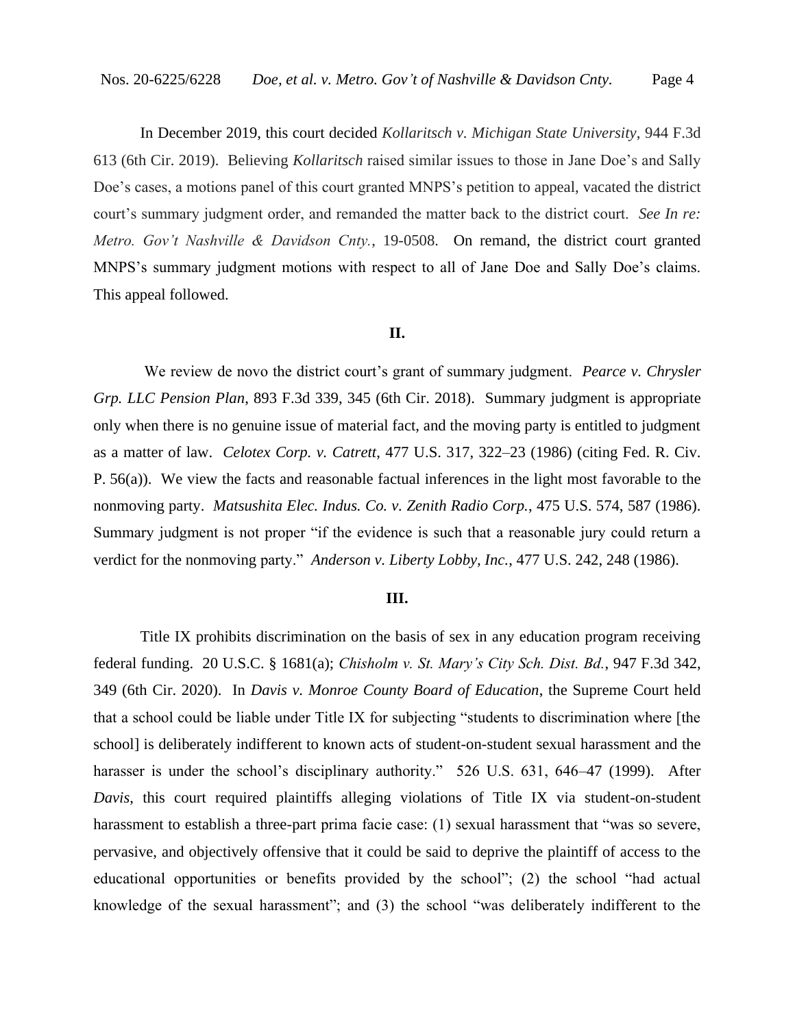In December 2019, this court decided *Kollaritsch v. Michigan State University*, 944 F.3d 613 (6th Cir. 2019). Believing *Kollaritsch* raised similar issues to those in Jane Doe's and Sally Doe's cases, a motions panel of this court granted MNPS's petition to appeal, vacated the district court's summary judgment order, and remanded the matter back to the district court. *See In re: Metro. Gov't Nashville & Davidson Cnty.*, 19-0508. On remand, the district court granted MNPS's summary judgment motions with respect to all of Jane Doe and Sally Doe's claims. This appeal followed.

## II.

We review de novo the district court's grant of summary judgment. *Pearce v. Chrysler Grp. LLC Pension Plan*, 893 F.3d 339, 345 (6th Cir. 2018). Summary judgment is appropriate only when there is no genuine issue of material fact, and the moving party is entitled to judgment as a matter of law. *Celotex Corp. v. Catrett*, 477 U.S. 317, 322–23 (1986) (citing Fed. R. Civ. P. 56(a)). We view the facts and reasonable factual inferences in the light most favorable to the nonmoving party. *Matsushita Elec. Indus. Co. v. Zenith Radio Corp.*, 475 U.S. 574, 587 (1986). Summary judgment is not proper "if the evidence is such that a reasonable jury could return a verdict for the nonmoving party." *Anderson v. Liberty Lobby, Inc.*, 477 U.S. 242, 248 (1986).

## III.

Title IX prohibits discrimination on the basis of sex in any education program receiving federal funding. 20 U.S.C. § 1681(a); *Chisholm v. St. Mary's City Sch. Dist. Bd.*, 947 F.3d 342, 349 (6th Cir. 2020). In *Davis v. Monroe County Board of Education*, the Supreme Court held that a school could be liable under Title IX for subjecting "students to discrimination where [the school] is deliberately indifferent to known acts of student-on-student sexual harassment and the harasser is under the school's disciplinary authority." 526 U.S. 631, 646–47 (1999). After *Davis*, this court required plaintiffs alleging violations of Title IX via student-on-student harassment to establish a three-part prima facie case: (1) sexual harassment that "was so severe, pervasive, and objectively offensive that it could be said to deprive the plaintiff of access to the educational opportunities or benefits provided by the school"; (2) the school "had actual knowledge of the sexual harassment"; and (3) the school "was deliberately indifferent to the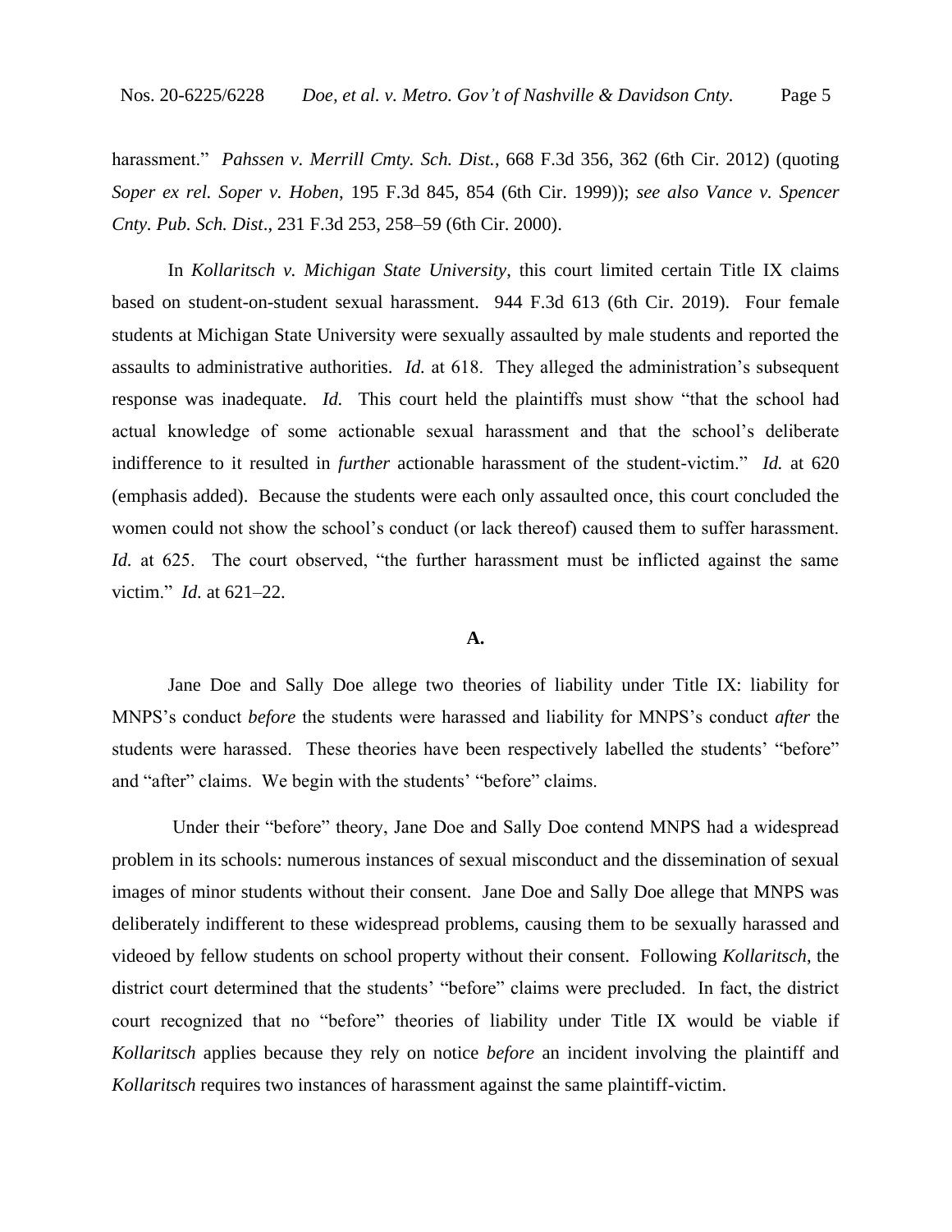harassment." *Pahssen v. Merrill Cmty. Sch. Dist.*, 668 F.3d 356, 362 (6th Cir. 2012) (quoting *Soper ex rel. Soper v. Hoben*, 195 F.3d 845, 854 (6th Cir. 1999)); *see also Vance v. Spencer Cnty. Pub. Sch. Dist*., 231 F.3d 253, 258–59 (6th Cir. 2000).

In *Kollaritsch v. Michigan State University*, this court limited certain Title IX claims based on student-on-student sexual harassment. 944 F.3d 613 (6th Cir. 2019). Four female students at Michigan State University were sexually assaulted by male students and reported the assaults to administrative authorities. *Id.* at 618. They alleged the administration's subsequent response was inadequate. *Id.* This court held the plaintiffs must show "that the school had actual knowledge of some actionable sexual harassment and that the school's deliberate indifference to it resulted in *further* actionable harassment of the student-victim." *Id.* at 620 (emphasis added). Because the students were each only assaulted once, this court concluded the women could not show the school's conduct (or lack thereof) caused them to suffer harassment. *Id.* at 625. The court observed, "the further harassment must be inflicted against the same victim." *Id.* at 621–22.

**A.**

Jane Doe and Sally Doe allege two theories of liability under Title IX: liability for MNPS's conduct *before* the students were harassed and liability for MNPS's conduct *after* the students were harassed. These theories have been respectively labelled the students' "before" and "after" claims. We begin with the students' "before" claims.

Under their "before" theory, Jane Doe and Sally Doe contend MNPS had a widespread problem in its schools: numerous instances of sexual misconduct and the dissemination of sexual images of minor students without their consent. Jane Doe and Sally Doe allege that MNPS was deliberately indifferent to these widespread problems, causing them to be sexually harassed and videoed by fellow students on school property without their consent. Following *Kollaritsch*, the district court determined that the students' "before" claims were precluded. In fact, the district court recognized that no "before" theories of liability under Title IX would be viable if *Kollaritsch* applies because they rely on notice *before* an incident involving the plaintiff and *Kollaritsch* requires two instances of harassment against the same plaintiff-victim.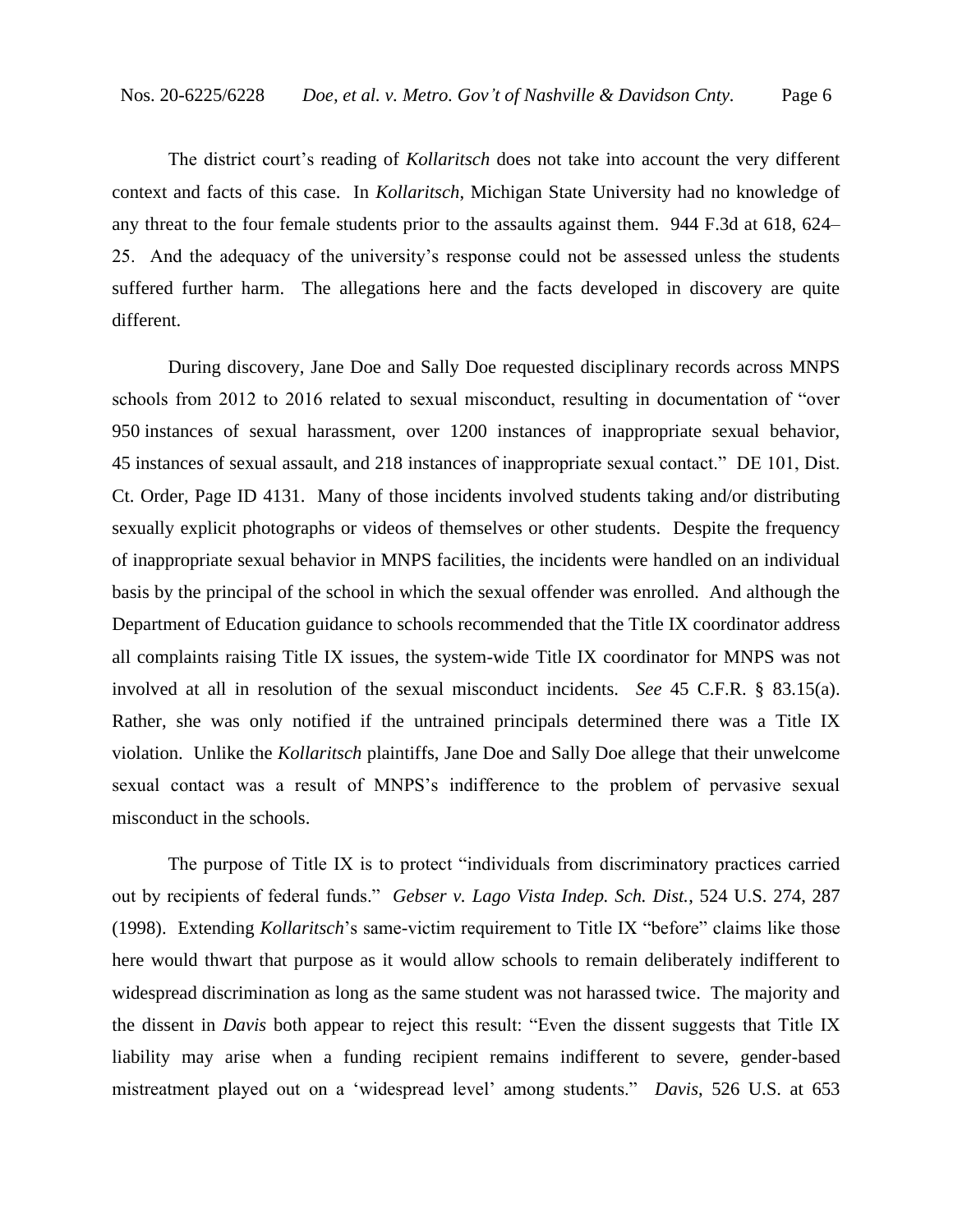The district court's reading of *Kollaritsch* does not take into account the very different context and facts of this case. In *Kollaritsch*, Michigan State University had no knowledge of any threat to the four female students prior to the assaults against them. 944 F.3d at 618, 624–25. And the adequacy of the university's response could not be assessed unless the students suffered further harm. The allegations here and the facts developed in discovery are quite different.

During discovery, Jane Doe and Sally Doe requested disciplinary records across MNPS schools from 2012 to 2016 related to sexual misconduct, resulting in documentation of "over 950 instances of sexual harassment, over 1200 instances of inappropriate sexual behavior, 45 instances of sexual assault, and 218 instances of inappropriate sexual contact." DE 101, Dist. Ct. Order, Page ID 4131. Many of those incidents involved students taking and/or distributing sexually explicit photographs or videos of themselves or other students. Despite the frequency of inappropriate sexual behavior in MNPS facilities, the incidents were handled on an individual basis by the principal of the school in which the sexual offender was enrolled. And although the Department of Education guidance to schools recommended that the Title IX coordinator address all complaints raising Title IX issues, the system-wide Title IX coordinator for MNPS was not involved at all in resolution of the sexual misconduct incidents. *See* 45 C.F.R. § 83.15(a). Rather, she was only notified if the untrained principals determined there was a Title IX violation. Unlike the *Kollaritsch* plaintiffs, Jane Doe and Sally Doe allege that their unwelcome sexual contact was a result of MNPS's indifference to the problem of pervasive sexual misconduct in the schools.

The purpose of Title IX is to protect "individuals from discriminatory practices carried out by recipients of federal funds." *Gebser v. Lago Vista Indep. Sch. Dist.*, 524 U.S. 274, 287 (1998). Extending *Kollaritsch*'s same-victim requirement to Title IX "before" claims like those here would thwart that purpose as it would allow schools to remain deliberately indifferent to widespread discrimination as long as the same student was not harassed twice. The majority and the dissent in *Davis* both appear to reject this result: "Even the dissent suggests that Title IX liability may arise when a funding recipient remains indifferent to severe, gender-based mistreatment played out on a 'widespread level' among students." *Davis*, 526 U.S. at 653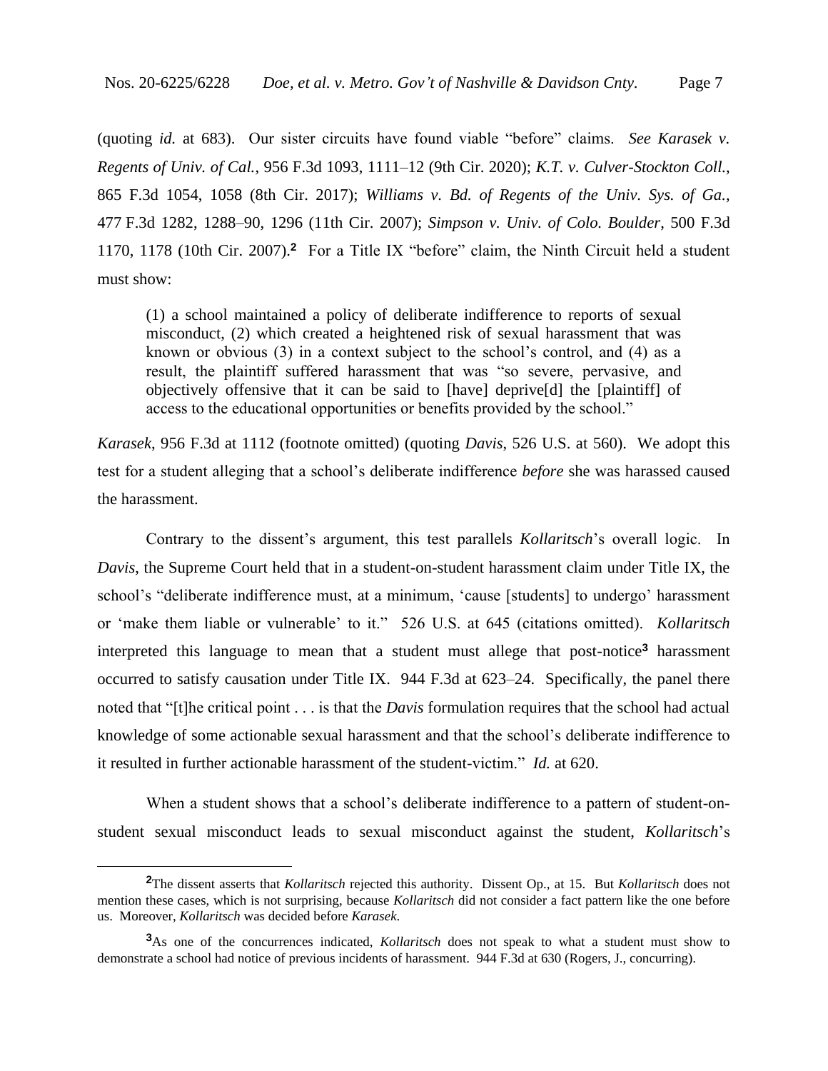(quoting *id.* at 683). Our sister circuits have found viable "before" claims. *See Karasek v. Regents of Univ. of Cal.*, 956 F.3d 1093, 1111–12 (9th Cir. 2020); *K.T. v. Culver-Stockton Coll.*, 865 F.3d 1054, 1058 (8th Cir. 2017); *Williams v. Bd. of Regents of the Univ. Sys. of Ga.*, 477 F.3d 1282, 1288–90, 1296 (11th Cir. 2007); *Simpson v. Univ. of Colo. Boulder*, 500 F.3d 1170, 1178 (10th Cir. 2007).[2] For a Title IX "before" claim, the Ninth Circuit held a student must show:

> (1) a school maintained a policy of deliberate indifference to reports of sexual misconduct, (2) which created a heightened risk of sexual harassment that was known or obvious (3) in a context subject to the school's control, and (4) as a result, the plaintiff suffered harassment that was "so severe, pervasive, and objectively offensive that it can be said to [have] deprive[d] the [plaintiff] of access to the educational opportunities or benefits provided by the school."

*Karasek*, 956 F.3d at 1112 (footnote omitted) (quoting *Davis*, 526 U.S. at 560). We adopt this test for a student alleging that a school's deliberate indifference *before* she was harassed caused the harassment.

Contrary to the dissent's argument, this test parallels *Kollaritsch*'s overall logic. In *Davis*, the Supreme Court held that in a student-on-student harassment claim under Title IX, the school's "deliberate indifference must, at a minimum, 'cause [students] to undergo' harassment or 'make them liable or vulnerable' to it." 526 U.S. at 645 (citations omitted). *Kollaritsch* interpreted this language to mean that a student must allege that post-notice[3] harassment occurred to satisfy causation under Title IX. 944 F.3d at 623–24. Specifically, the panel there noted that "[t]he critical point . . . is that the *Davis* formulation requires that the school had actual knowledge of some actionable sexual harassment and that the school's deliberate indifference to it resulted in further actionable harassment of the student-victim." *Id.* at 620.

When a student shows that a school's deliberate indifference to a pattern of student-on-student sexual misconduct leads to sexual misconduct against the student, *Kollaritsch*'s

---

[2]The dissent asserts that *Kollaritsch* rejected this authority. Dissent Op., at 15. But *Kollaritsch* does not mention these cases, which is not surprising, because *Kollaritsch* did not consider a fact pattern like the one before us. Moreover, *Kollaritsch* was decided before *Karasek*.

[3]As one of the concurrences indicated, *Kollaritsch* does not speak to what a student must show to demonstrate a school had notice of previous incidents of harassment. 944 F.3d at 630 (Rogers, J., concurring).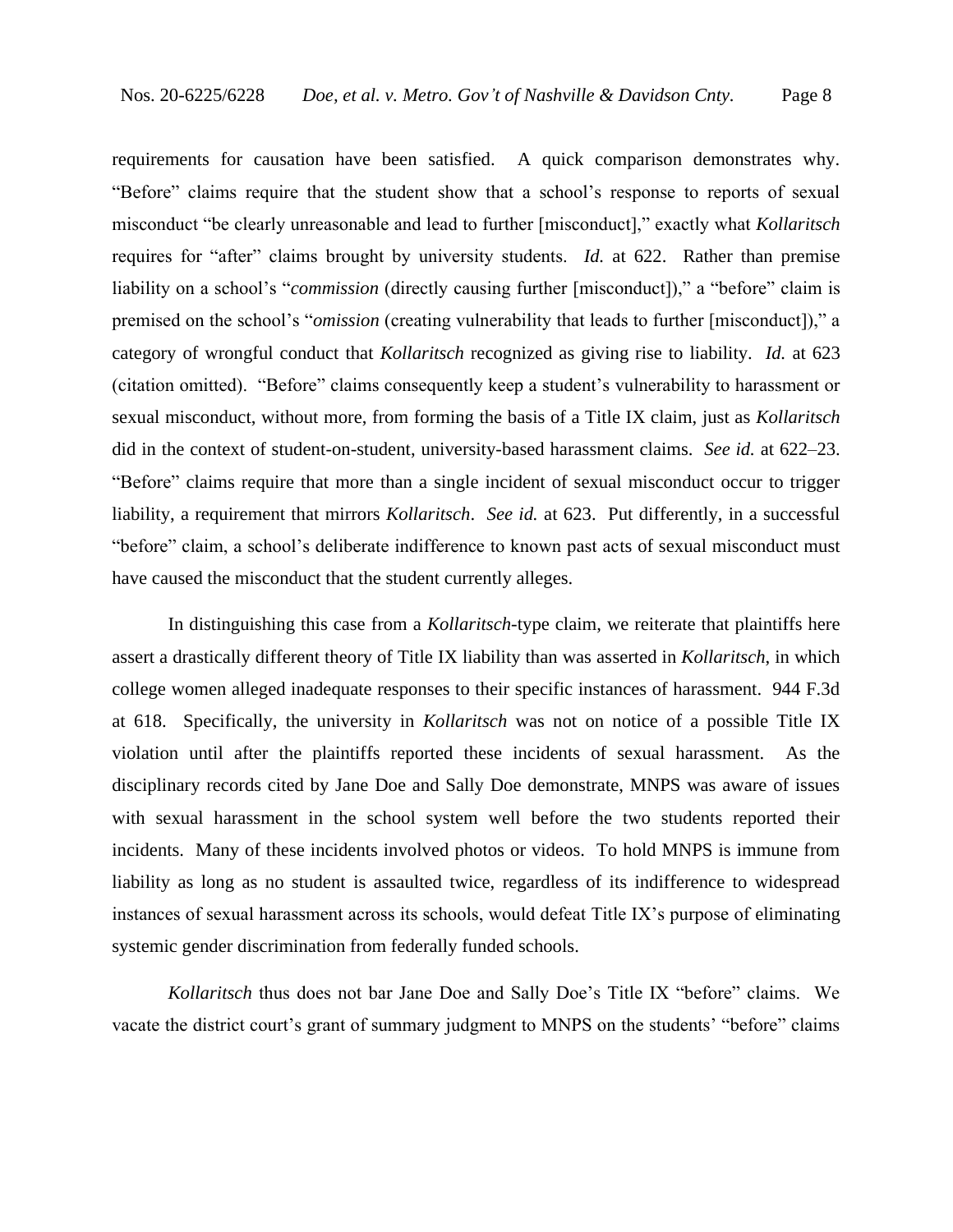requirements for causation have been satisfied. A quick comparison demonstrates why. "Before" claims require that the student show that a school's response to reports of sexual misconduct "be clearly unreasonable and lead to further [misconduct]," exactly what *Kollaritsch* requires for "after" claims brought by university students. *Id.* at 622. Rather than premise liability on a school's "*commission* (directly causing further [misconduct])," a "before" claim is premised on the school's "*omission* (creating vulnerability that leads to further [misconduct])," a category of wrongful conduct that *Kollaritsch* recognized as giving rise to liability. *Id.* at 623 (citation omitted). "Before" claims consequently keep a student's vulnerability to harassment or sexual misconduct, without more, from forming the basis of a Title IX claim, just as *Kollaritsch* did in the context of student-on-student, university-based harassment claims. *See id.* at 622–23. "Before" claims require that more than a single incident of sexual misconduct occur to trigger liability, a requirement that mirrors *Kollaritsch*. *See id.* at 623. Put differently, in a successful "before" claim, a school's deliberate indifference to known past acts of sexual misconduct must have caused the misconduct that the student currently alleges.

In distinguishing this case from a *Kollaritsch*-type claim, we reiterate that plaintiffs here assert a drastically different theory of Title IX liability than was asserted in *Kollaritsch*, in which college women alleged inadequate responses to their specific instances of harassment. 944 F.3d at 618. Specifically, the university in *Kollaritsch* was not on notice of a possible Title IX violation until after the plaintiffs reported these incidents of sexual harassment. As the disciplinary records cited by Jane Doe and Sally Doe demonstrate, MNPS was aware of issues with sexual harassment in the school system well before the two students reported their incidents. Many of these incidents involved photos or videos. To hold MNPS is immune from liability as long as no student is assaulted twice, regardless of its indifference to widespread instances of sexual harassment across its schools, would defeat Title IX's purpose of eliminating systemic gender discrimination from federally funded schools.

*Kollaritsch* thus does not bar Jane Doe and Sally Doe's Title IX "before" claims. We vacate the district court's grant of summary judgment to MNPS on the students' "before" claims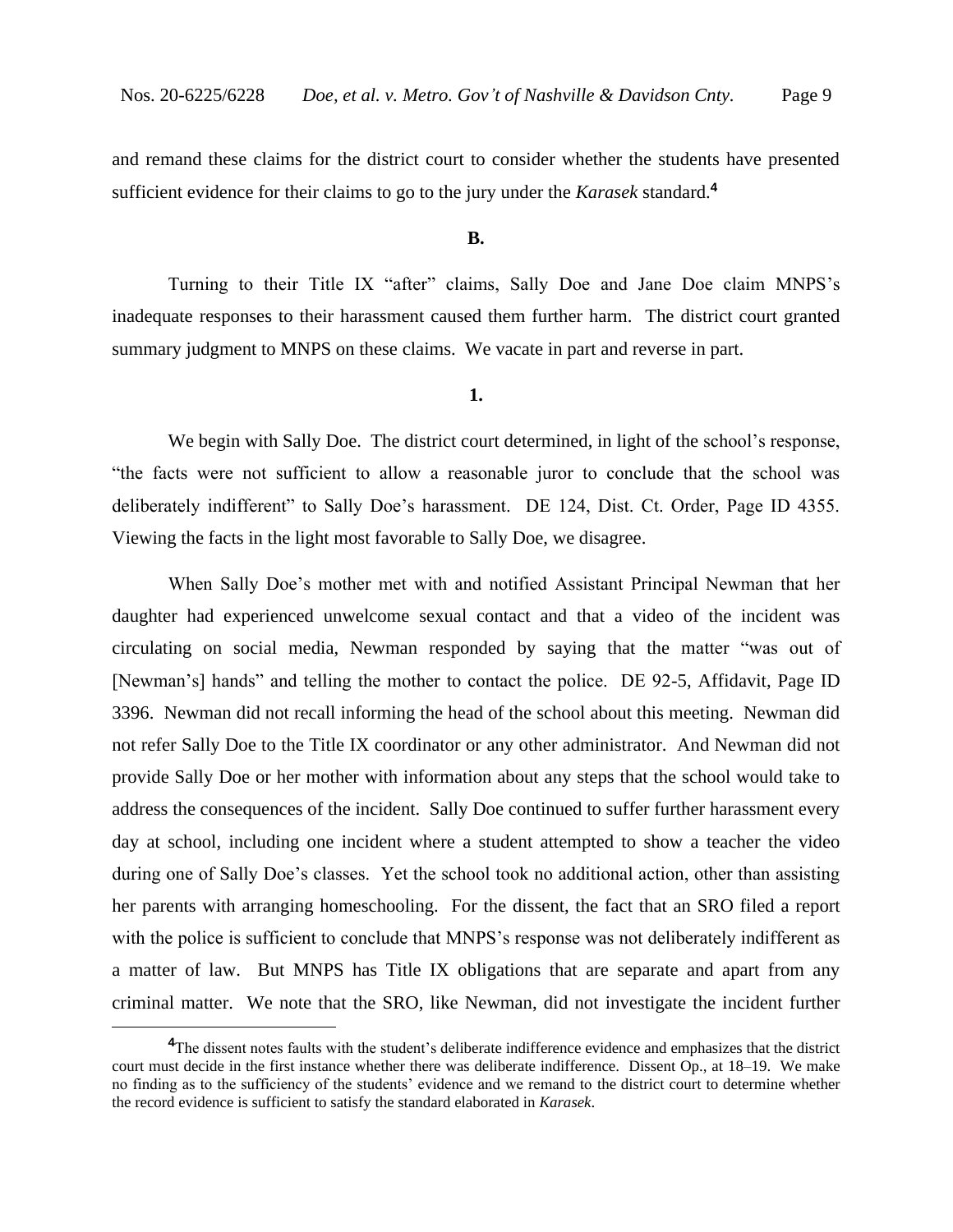and remand these claims for the district court to consider whether the students have presented sufficient evidence for their claims to go to the jury under the *Karasek* standard.[4]

**B.**

Turning to their Title IX "after" claims, Sally Doe and Jane Doe claim MNPS's inadequate responses to their harassment caused them further harm. The district court granted summary judgment to MNPS on these claims. We vacate in part and reverse in part.

**1.**

We begin with Sally Doe. The district court determined, in light of the school's response, "the facts were not sufficient to allow a reasonable juror to conclude that the school was deliberately indifferent" to Sally Doe's harassment. DE 124, Dist. Ct. Order, Page ID 4355. Viewing the facts in the light most favorable to Sally Doe, we disagree.

When Sally Doe's mother met with and notified Assistant Principal Newman that her daughter had experienced unwelcome sexual contact and that a video of the incident was circulating on social media, Newman responded by saying that the matter "was out of [Newman's] hands" and telling the mother to contact the police. DE 92-5, Affidavit, Page ID 3396. Newman did not recall informing the head of the school about this meeting. Newman did not refer Sally Doe to the Title IX coordinator or any other administrator. And Newman did not provide Sally Doe or her mother with information about any steps that the school would take to address the consequences of the incident. Sally Doe continued to suffer further harassment every day at school, including one incident where a student attempted to show a teacher the video during one of Sally Doe's classes. Yet the school took no additional action, other than assisting her parents with arranging homeschooling. For the dissent, the fact that an SRO filed a report with the police is sufficient to conclude that MNPS's response was not deliberately indifferent as a matter of law. But MNPS has Title IX obligations that are separate and apart from any criminal matter. We note that the SRO, like Newman, did not investigate the incident further

[4]The dissent notes faults with the student's deliberate indifference evidence and emphasizes that the district court must decide in the first instance whether there was deliberate indifference. Dissent Op., at 18–19. We make no finding as to the sufficiency of the students' evidence and we remand to the district court to determine whether the record evidence is sufficient to satisfy the standard elaborated in *Karasek*.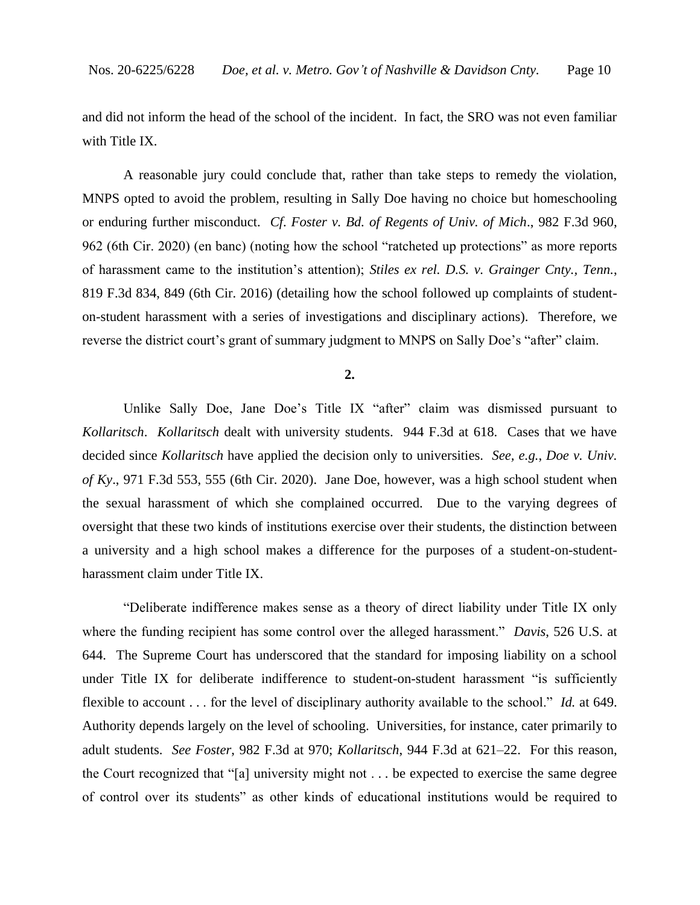and did not inform the head of the school of the incident. In fact, the SRO was not even familiar with Title IX.

A reasonable jury could conclude that, rather than take steps to remedy the violation, MNPS opted to avoid the problem, resulting in Sally Doe having no choice but homeschooling or enduring further misconduct. *Cf. Foster v. Bd. of Regents of Univ. of Mich*., 982 F.3d 960, 962 (6th Cir. 2020) (en banc) (noting how the school "ratcheted up protections" as more reports of harassment came to the institution's attention); *Stiles ex rel. D.S. v. Grainger Cnty., Tenn.*, 819 F.3d 834, 849 (6th Cir. 2016) (detailing how the school followed up complaints of student-on-student harassment with a series of investigations and disciplinary actions). Therefore, we reverse the district court's grant of summary judgment to MNPS on Sally Doe's "after" claim.

**2.**

Unlike Sally Doe, Jane Doe's Title IX "after" claim was dismissed pursuant to *Kollaritsch*. *Kollaritsch* dealt with university students. 944 F.3d at 618. Cases that we have decided since *Kollaritsch* have applied the decision only to universities. *See, e.g.*, *Doe v. Univ. of Ky*., 971 F.3d 553, 555 (6th Cir. 2020). Jane Doe, however, was a high school student when the sexual harassment of which she complained occurred. Due to the varying degrees of oversight that these two kinds of institutions exercise over their students, the distinction between a university and a high school makes a difference for the purposes of a student-on-student-harassment claim under Title IX.

"Deliberate indifference makes sense as a theory of direct liability under Title IX only where the funding recipient has some control over the alleged harassment." *Davis*, 526 U.S. at 644. The Supreme Court has underscored that the standard for imposing liability on a school under Title IX for deliberate indifference to student-on-student harassment "is sufficiently flexible to account . . . for the level of disciplinary authority available to the school." *Id.* at 649. Authority depends largely on the level of schooling. Universities, for instance, cater primarily to adult students. *See Foster*, 982 F.3d at 970; *Kollaritsch*, 944 F.3d at 621–22. For this reason, the Court recognized that "[a] university might not . . . be expected to exercise the same degree of control over its students" as other kinds of educational institutions would be required to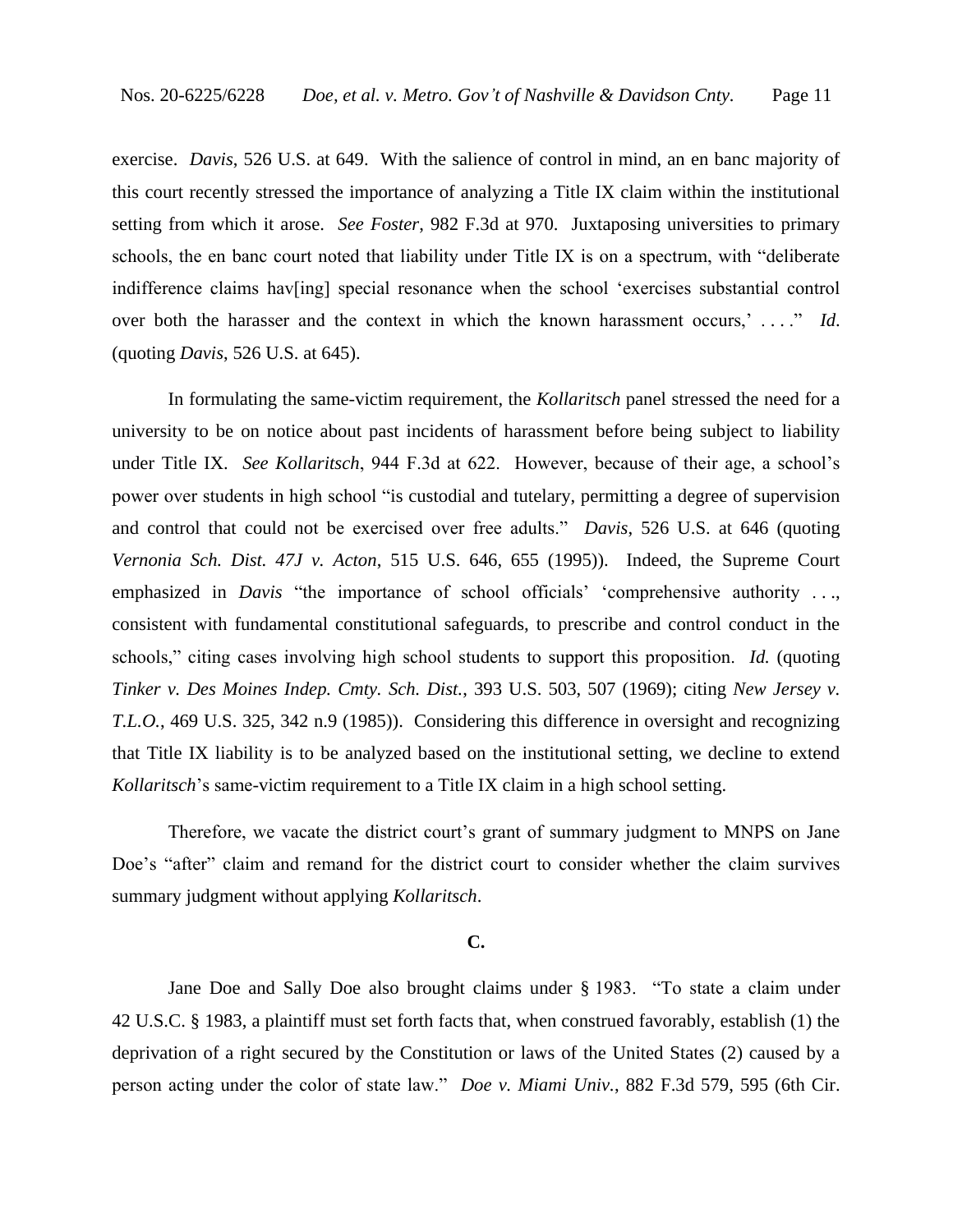exercise. *Davis*, 526 U.S. at 649. With the salience of control in mind, an en banc majority of this court recently stressed the importance of analyzing a Title IX claim within the institutional setting from which it arose. *See Foster*, 982 F.3d at 970. Juxtaposing universities to primary schools, the en banc court noted that liability under Title IX is on a spectrum, with "deliberate indifference claims hav[ing] special resonance when the school 'exercises substantial control over both the harasser and the context in which the known harassment occurs,' . . . ." *Id*. (quoting *Davis*, 526 U.S. at 645).

In formulating the same-victim requirement, the *Kollaritsch* panel stressed the need for a university to be on notice about past incidents of harassment before being subject to liability under Title IX. *See Kollaritsch*, 944 F.3d at 622. However, because of their age, a school's power over students in high school "is custodial and tutelary, permitting a degree of supervision and control that could not be exercised over free adults." *Davis*, 526 U.S. at 646 (quoting *Vernonia Sch. Dist. 47J v. Acton*, 515 U.S. 646, 655 (1995)). Indeed, the Supreme Court emphasized in *Davis* "the importance of school officials' 'comprehensive authority . . ., consistent with fundamental constitutional safeguards, to prescribe and control conduct in the schools," citing cases involving high school students to support this proposition. *Id.* (quoting *Tinker v. Des Moines Indep. Cmty. Sch. Dist.*, 393 U.S. 503, 507 (1969); citing *New Jersey v. T.L.O.*, 469 U.S. 325, 342 n.9 (1985)). Considering this difference in oversight and recognizing that Title IX liability is to be analyzed based on the institutional setting, we decline to extend *Kollaritsch*'s same-victim requirement to a Title IX claim in a high school setting.

Therefore, we vacate the district court's grant of summary judgment to MNPS on Jane Doe's "after" claim and remand for the district court to consider whether the claim survives summary judgment without applying *Kollaritsch*.

### C.

Jane Doe and Sally Doe also brought claims under § 1983. "To state a claim under 42 U.S.C. § 1983, a plaintiff must set forth facts that, when construed favorably, establish (1) the deprivation of a right secured by the Constitution or laws of the United States (2) caused by a person acting under the color of state law." *Doe v. Miami Univ.*, 882 F.3d 579, 595 (6th Cir.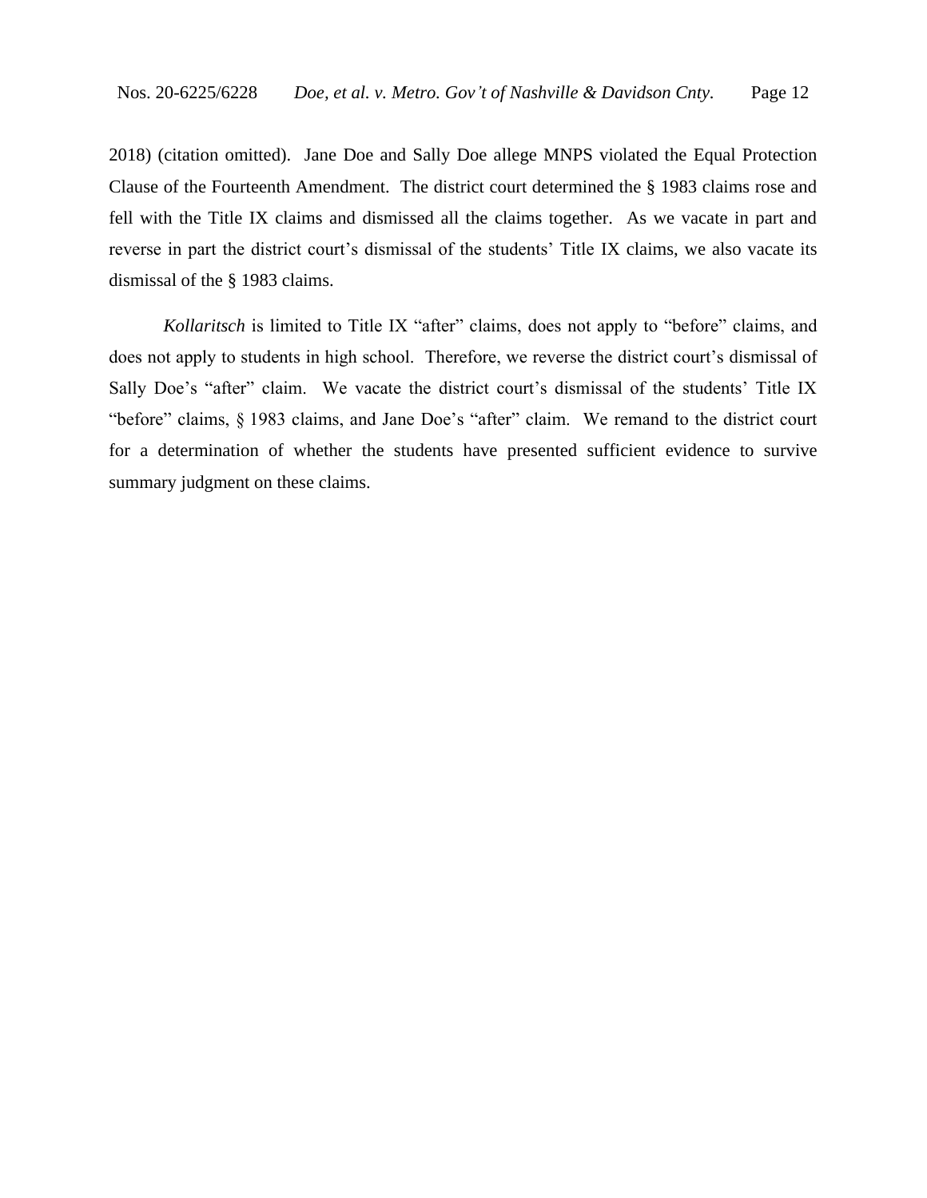2018) (citation omitted). Jane Doe and Sally Doe allege MNPS violated the Equal Protection Clause of the Fourteenth Amendment. The district court determined the § 1983 claims rose and fell with the Title IX claims and dismissed all the claims together. As we vacate in part and reverse in part the district court's dismissal of the students' Title IX claims, we also vacate its dismissal of the § 1983 claims.

*Kollaritsch* is limited to Title IX "after" claims, does not apply to "before" claims, and does not apply to students in high school. Therefore, we reverse the district court's dismissal of Sally Doe's "after" claim. We vacate the district court's dismissal of the students' Title IX "before" claims, § 1983 claims, and Jane Doe's "after" claim. We remand to the district court for a determination of whether the students have presented sufficient evidence to survive summary judgment on these claims.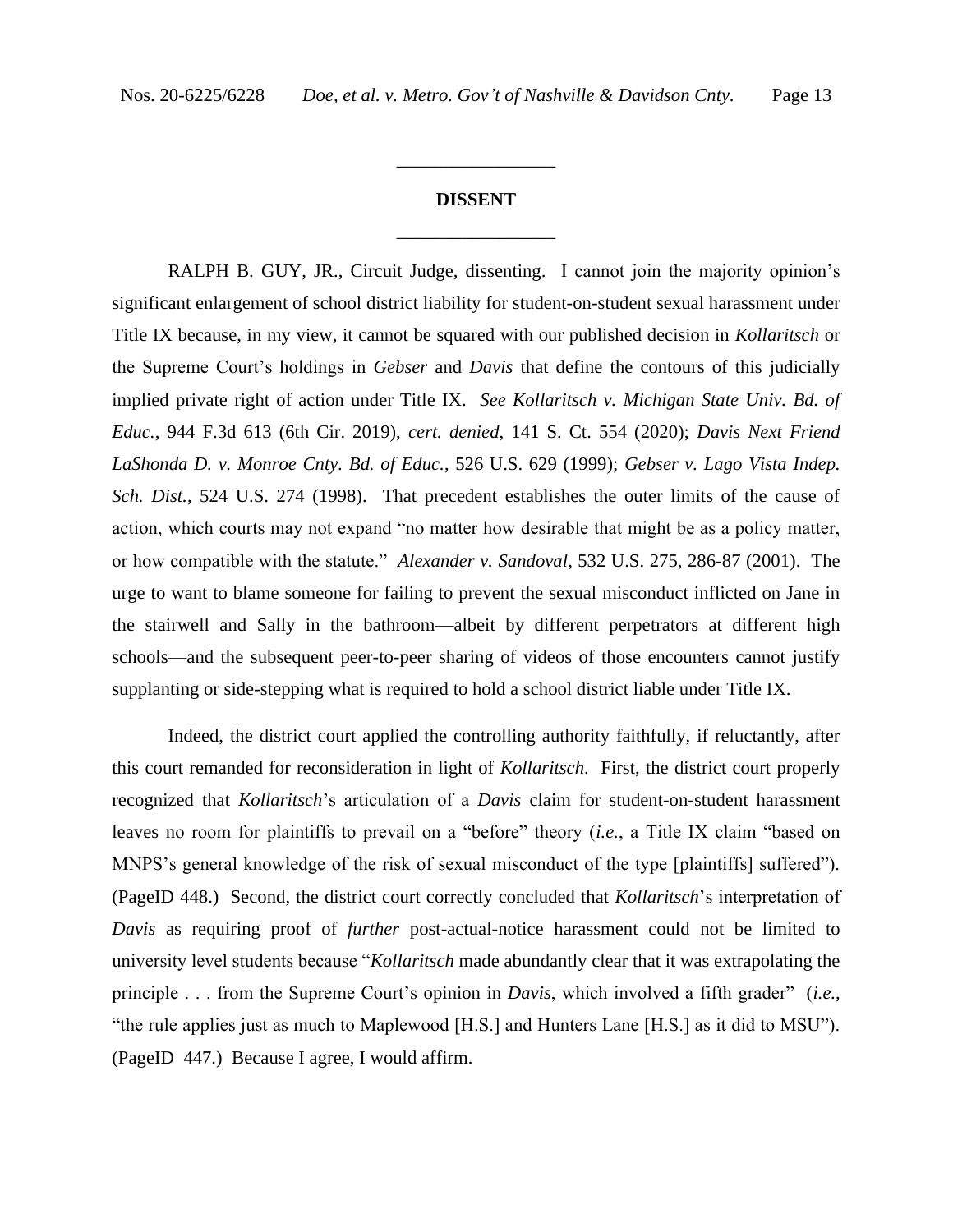---

**DISSENT**

---

RALPH B. GUY, JR., Circuit Judge, dissenting. I cannot join the majority opinion's significant enlargement of school district liability for student-on-student sexual harassment under Title IX because, in my view, it cannot be squared with our published decision in *Kollaritsch* or the Supreme Court's holdings in *Gebser* and *Davis* that define the contours of this judicially implied private right of action under Title IX. *See Kollaritsch v. Michigan State Univ. Bd. of Educ.*, 944 F.3d 613 (6th Cir. 2019), *cert. denied*, 141 S. Ct. 554 (2020); *Davis Next Friend LaShonda D. v. Monroe Cnty. Bd. of Educ.*, 526 U.S. 629 (1999); *Gebser v. Lago Vista Indep. Sch. Dist.*, 524 U.S. 274 (1998). That precedent establishes the outer limits of the cause of action, which courts may not expand "no matter how desirable that might be as a policy matter, or how compatible with the statute." *Alexander v. Sandoval*, 532 U.S. 275, 286-87 (2001). The urge to want to blame someone for failing to prevent the sexual misconduct inflicted on Jane in the stairwell and Sally in the bathroom—albeit by different perpetrators at different high schools—and the subsequent peer-to-peer sharing of videos of those encounters cannot justify supplanting or side-stepping what is required to hold a school district liable under Title IX.

Indeed, the district court applied the controlling authority faithfully, if reluctantly, after this court remanded for reconsideration in light of *Kollaritsch*. First, the district court properly recognized that *Kollaritsch*'s articulation of a *Davis* claim for student-on-student harassment leaves no room for plaintiffs to prevail on a "before" theory (*i.e.*, a Title IX claim "based on MNPS's general knowledge of the risk of sexual misconduct of the type [plaintiffs] suffered"). (PageID 448.) Second, the district court correctly concluded that *Kollaritsch*'s interpretation of *Davis* as requiring proof of *further* post-actual-notice harassment could not be limited to university level students because "*Kollaritsch* made abundantly clear that it was extrapolating the principle . . . from the Supreme Court's opinion in *Davis*, which involved a fifth grader" (*i.e.*, "the rule applies just as much to Maplewood [H.S.] and Hunters Lane [H.S.] as it did to MSU"). (PageID 447.) Because I agree, I would affirm.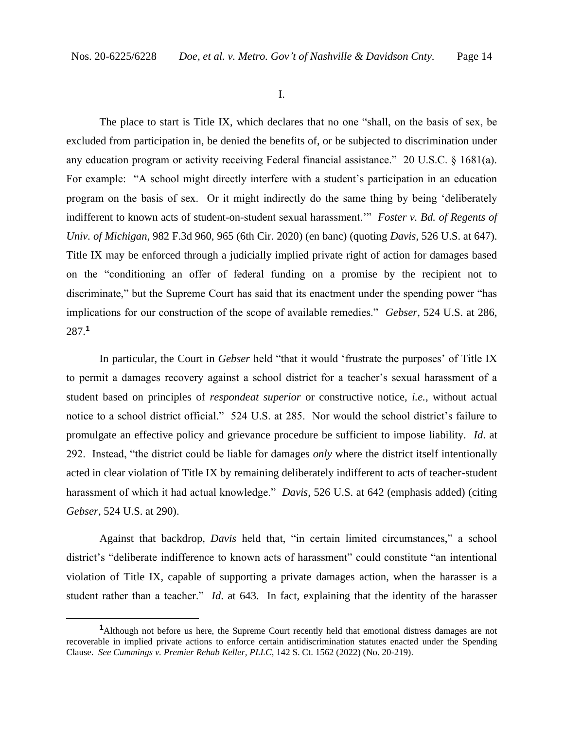I.

The place to start is Title IX, which declares that no one "shall, on the basis of sex, be excluded from participation in, be denied the benefits of, or be subjected to discrimination under any education program or activity receiving Federal financial assistance." 20 U.S.C. § 1681(a). For example: "A school might directly interfere with a student's participation in an education program on the basis of sex. Or it might indirectly do the same thing by being 'deliberately indifferent to known acts of student-on-student sexual harassment.'" *Foster v. Bd. of Regents of Univ. of Michigan*, 982 F.3d 960, 965 (6th Cir. 2020) (en banc) (quoting *Davis*, 526 U.S. at 647). Title IX may be enforced through a judicially implied private right of action for damages based on the "conditioning an offer of federal funding on a promise by the recipient not to discriminate," but the Supreme Court has said that its enactment under the spending power "has implications for our construction of the scope of available remedies." *Gebser*, 524 U.S. at 286, 287.[1]

In particular, the Court in *Gebser* held "that it would 'frustrate the purposes' of Title IX to permit a damages recovery against a school district for a teacher's sexual harassment of a student based on principles of *respondeat superior* or constructive notice, *i.e.*, without actual notice to a school district official." 524 U.S. at 285. Nor would the school district's failure to promulgate an effective policy and grievance procedure be sufficient to impose liability. *Id*. at 292. Instead, "the district could be liable for damages *only* where the district itself intentionally acted in clear violation of Title IX by remaining deliberately indifferent to acts of teacher-student harassment of which it had actual knowledge." *Davis*, 526 U.S. at 642 (emphasis added) (citing *Gebser*, 524 U.S. at 290).

Against that backdrop, *Davis* held that, "in certain limited circumstances," a school district's "deliberate indifference to known acts of harassment" could constitute "an intentional violation of Title IX, capable of supporting a private damages action, when the harasser is a student rather than a teacher." *Id*. at 643. In fact, explaining that the identity of the harasser

[1]Although not before us here, the Supreme Court recently held that emotional distress damages are not recoverable in implied private actions to enforce certain antidiscrimination statutes enacted under the Spending Clause. *See Cummings v. Premier Rehab Keller, PLLC*, 142 S. Ct. 1562 (2022) (No. 20-219).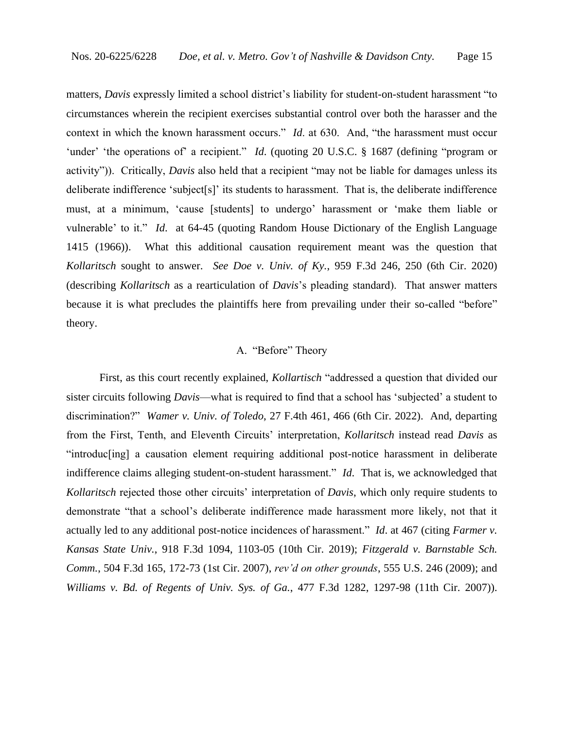matters, *Davis* expressly limited a school district's liability for student-on-student harassment "to circumstances wherein the recipient exercises substantial control over both the harasser and the context in which the known harassment occurs." *Id*. at 630. And, "the harassment must occur 'under' 'the operations of' a recipient." *Id*. (quoting 20 U.S.C. § 1687 (defining "program or activity")). Critically, *Davis* also held that a recipient "may not be liable for damages unless its deliberate indifference 'subject[s]' its students to harassment. That is, the deliberate indifference must, at a minimum, 'cause [students] to undergo' harassment or 'make them liable or vulnerable' to it." *Id*. at 64-45 (quoting Random House Dictionary of the English Language 1415 (1966)). What this additional causation requirement meant was the question that *Kollaritsch* sought to answer. *See Doe v. Univ. of Ky.*, 959 F.3d 246, 250 (6th Cir. 2020) (describing *Kollaritsch* as a rearticulation of *Davis*'s pleading standard). That answer matters because it is what precludes the plaintiffs here from prevailing under their so-called "before" theory.

### A. "Before" Theory

First, as this court recently explained, *Kollartisch* "addressed a question that divided our sister circuits following *Davis*—what is required to find that a school has 'subjected' a student to discrimination?" *Wamer v. Univ. of Toledo*, 27 F.4th 461, 466 (6th Cir. 2022). And, departing from the First, Tenth, and Eleventh Circuits' interpretation, *Kollaritsch* instead read *Davis* as "introduc[ing] a causation element requiring additional post-notice harassment in deliberate indifference claims alleging student-on-student harassment." *Id*. That is, we acknowledged that *Kollaritsch* rejected those other circuits' interpretation of *Davis*, which only require students to demonstrate "that a school's deliberate indifference made harassment more likely, not that it actually led to any additional post-notice incidences of harassment." *Id*. at 467 (citing *Farmer v. Kansas State Univ.*, 918 F.3d 1094, 1103-05 (10th Cir. 2019); *Fitzgerald v. Barnstable Sch. Comm.*, 504 F.3d 165, 172-73 (1st Cir. 2007), *rev'd on other grounds*, 555 U.S. 246 (2009); and *Williams v. Bd. of Regents of Univ. Sys. of Ga.*, 477 F.3d 1282, 1297-98 (11th Cir. 2007)).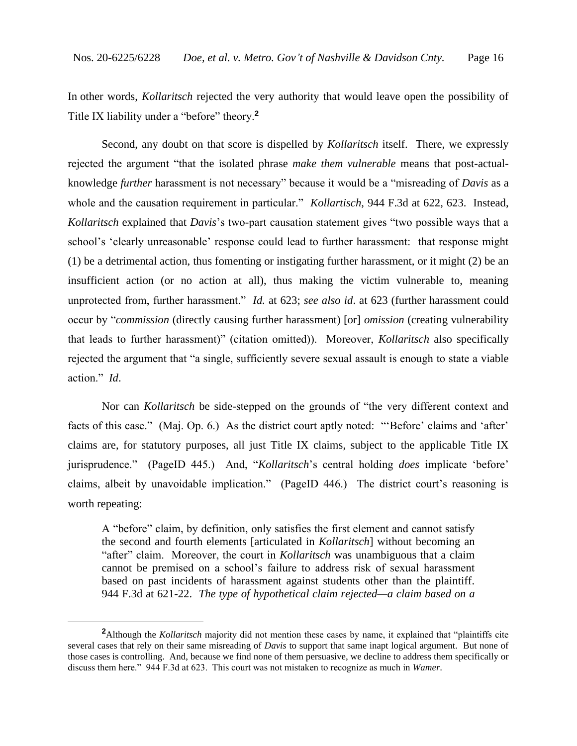In other words, *Kollaritsch* rejected the very authority that would leave open the possibility of Title IX liability under a "before" theory.[2]

Second, any doubt on that score is dispelled by *Kollaritsch* itself. There, we expressly rejected the argument "that the isolated phrase *make them vulnerable* means that post-actual-knowledge *further* harassment is not necessary" because it would be a "misreading of *Davis* as a whole and the causation requirement in particular." *Kollartisch*, 944 F.3d at 622, 623. Instead, *Kollaritsch* explained that *Davis*'s two-part causation statement gives "two possible ways that a school's 'clearly unreasonable' response could lead to further harassment: that response might (1) be a detrimental action, thus fomenting or instigating further harassment, or it might (2) be an insufficient action (or no action at all), thus making the victim vulnerable to, meaning unprotected from, further harassment." *Id.* at 623; *see also id*. at 623 (further harassment could occur by "*commission* (directly causing further harassment) [or] *omission* (creating vulnerability that leads to further harassment)" (citation omitted)). Moreover, *Kollaritsch* also specifically rejected the argument that "a single, sufficiently severe sexual assault is enough to state a viable action." *Id*.

Nor can *Kollaritsch* be side-stepped on the grounds of "the very different context and facts of this case." (Maj. Op. 6.) As the district court aptly noted: "'Before' claims and 'after' claims are, for statutory purposes, all just Title IX claims, subject to the applicable Title IX jurisprudence." (PageID 445.) And, "*Kollaritsch*'s central holding *does* implicate 'before' claims, albeit by unavoidable implication." (PageID 446.) The district court's reasoning is worth repeating:

> A "before" claim, by definition, only satisfies the first element and cannot satisfy the second and fourth elements [articulated in *Kollaritsch*] without becoming an "after" claim. Moreover, the court in *Kollaritsch* was unambiguous that a claim cannot be premised on a school's failure to address risk of sexual harassment based on past incidents of harassment against students other than the plaintiff. 944 F.3d at 621-22. *The type of hypothetical claim rejected—a claim based on a*

---

[2]Although the *Kollaritsch* majority did not mention these cases by name, it explained that "plaintiffs cite several cases that rely on their same misreading of *Davis* to support that same inapt logical argument. But none of those cases is controlling. And, because we find none of them persuasive, we decline to address them specifically or discuss them here." 944 F.3d at 623. This court was not mistaken to recognize as much in *Wamer*.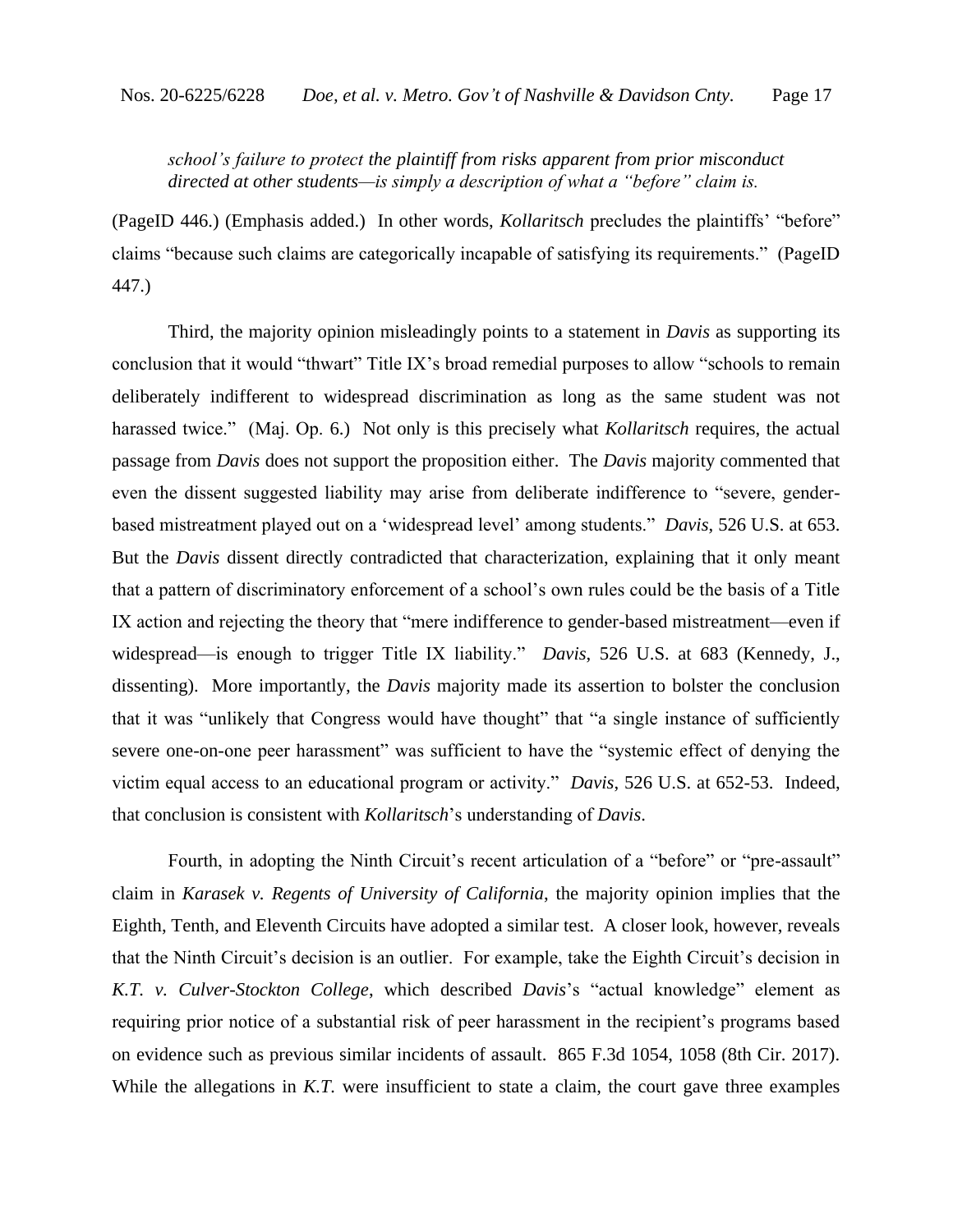*school's failure to protect the plaintiff from risks apparent from prior misconduct directed at other students—is simply a description of what a "before" claim is.*

(PageID 446.) (Emphasis added.) In other words, *Kollaritsch* precludes the plaintiffs' "before" claims "because such claims are categorically incapable of satisfying its requirements." (PageID 447.)

Third, the majority opinion misleadingly points to a statement in *Davis* as supporting its conclusion that it would "thwart" Title IX's broad remedial purposes to allow "schools to remain deliberately indifferent to widespread discrimination as long as the same student was not harassed twice." (Maj. Op. 6.) Not only is this precisely what *Kollaritsch* requires, the actual passage from *Davis* does not support the proposition either. The *Davis* majority commented that even the dissent suggested liability may arise from deliberate indifference to "severe, gender-based mistreatment played out on a 'widespread level' among students." *Davis*, 526 U.S. at 653. But the *Davis* dissent directly contradicted that characterization, explaining that it only meant that a pattern of discriminatory enforcement of a school's own rules could be the basis of a Title IX action and rejecting the theory that "mere indifference to gender-based mistreatment—even if widespread—is enough to trigger Title IX liability." *Davis*, 526 U.S. at 683 (Kennedy, J., dissenting). More importantly, the *Davis* majority made its assertion to bolster the conclusion that it was "unlikely that Congress would have thought" that "a single instance of sufficiently severe one-on-one peer harassment" was sufficient to have the "systemic effect of denying the victim equal access to an educational program or activity." *Davis*, 526 U.S. at 652-53. Indeed, that conclusion is consistent with *Kollaritsch*'s understanding of *Davis*.

Fourth, in adopting the Ninth Circuit's recent articulation of a "before" or "pre-assault" claim in *Karasek v. Regents of University of California*, the majority opinion implies that the Eighth, Tenth, and Eleventh Circuits have adopted a similar test. A closer look, however, reveals that the Ninth Circuit's decision is an outlier. For example, take the Eighth Circuit's decision in *K.T. v. Culver-Stockton College*, which described *Davis*'s "actual knowledge" element as requiring prior notice of a substantial risk of peer harassment in the recipient's programs based on evidence such as previous similar incidents of assault. 865 F.3d 1054, 1058 (8th Cir. 2017). While the allegations in *K.T.* were insufficient to state a claim, the court gave three examples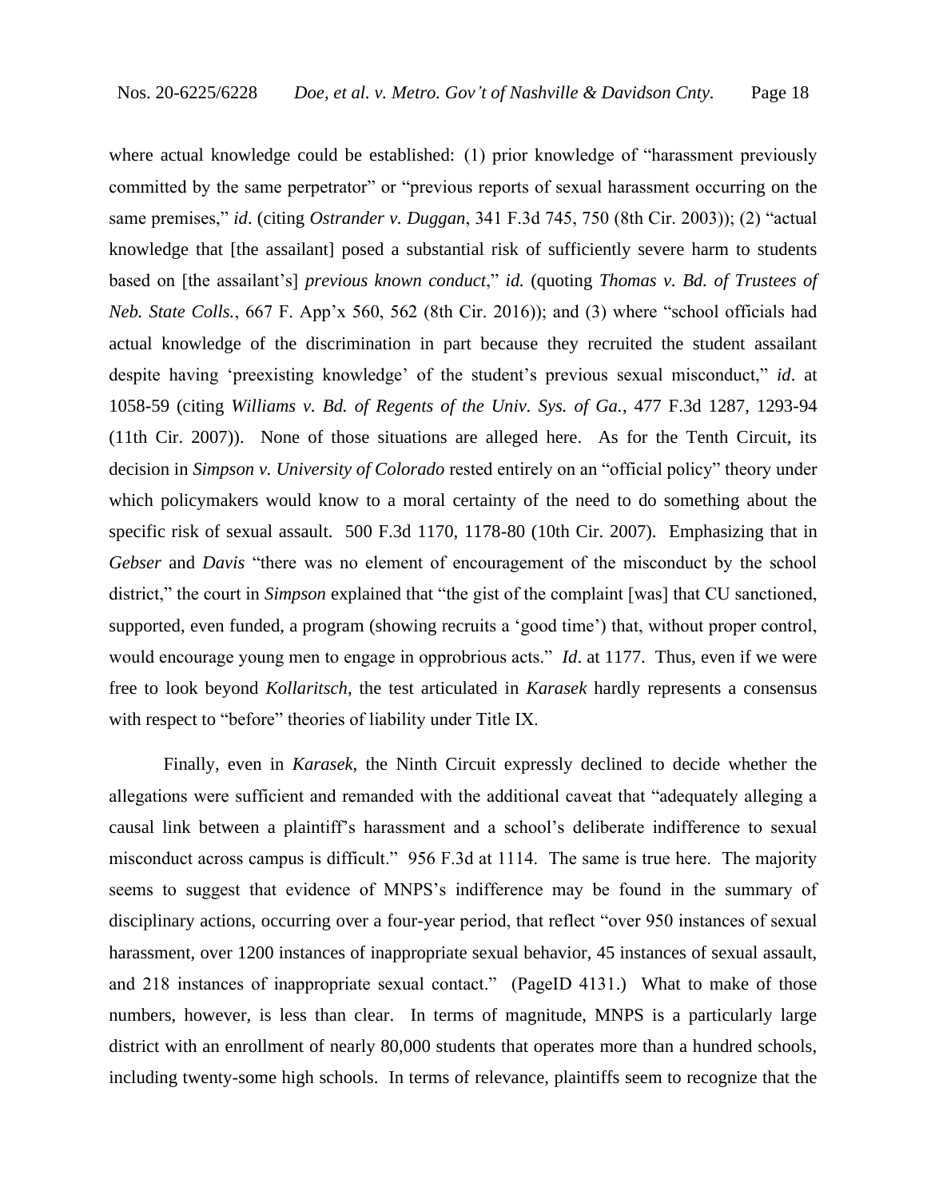where actual knowledge could be established: (1) prior knowledge of "harassment previously committed by the same perpetrator" or "previous reports of sexual harassment occurring on the same premises," *id*. (citing *Ostrander v. Duggan*, 341 F.3d 745, 750 (8th Cir. 2003)); (2) "actual knowledge that [the assailant] posed a substantial risk of sufficiently severe harm to students based on [the assailant's] *previous known conduct*," *id.* (quoting *Thomas v. Bd. of Trustees of Neb. State Colls.*, 667 F. App'x 560, 562 (8th Cir. 2016)); and (3) where "school officials had actual knowledge of the discrimination in part because they recruited the student assailant despite having 'preexisting knowledge' of the student's previous sexual misconduct," *id*. at 1058-59 (citing *Williams v. Bd. of Regents of the Univ. Sys. of Ga.*, 477 F.3d 1287, 1293-94 (11th Cir. 2007)). None of those situations are alleged here. As for the Tenth Circuit, its decision in *Simpson v. University of Colorado* rested entirely on an "official policy" theory under which policymakers would know to a moral certainty of the need to do something about the specific risk of sexual assault. 500 F.3d 1170, 1178-80 (10th Cir. 2007). Emphasizing that in *Gebser* and *Davis* "there was no element of encouragement of the misconduct by the school district," the court in *Simpson* explained that "the gist of the complaint [was] that CU sanctioned, supported, even funded, a program (showing recruits a 'good time') that, without proper control, would encourage young men to engage in opprobrious acts." *Id*. at 1177. Thus, even if we were free to look beyond *Kollaritsch*, the test articulated in *Karasek* hardly represents a consensus with respect to "before" theories of liability under Title IX.

Finally, even in *Karasek*, the Ninth Circuit expressly declined to decide whether the allegations were sufficient and remanded with the additional caveat that "adequately alleging a causal link between a plaintiff's harassment and a school's deliberate indifference to sexual misconduct across campus is difficult." 956 F.3d at 1114. The same is true here. The majority seems to suggest that evidence of MNPS's indifference may be found in the summary of disciplinary actions, occurring over a four-year period, that reflect "over 950 instances of sexual harassment, over 1200 instances of inappropriate sexual behavior, 45 instances of sexual assault, and 218 instances of inappropriate sexual contact." (PageID 4131.) What to make of those numbers, however, is less than clear. In terms of magnitude, MNPS is a particularly large district with an enrollment of nearly 80,000 students that operates more than a hundred schools, including twenty-some high schools. In terms of relevance, plaintiffs seem to recognize that the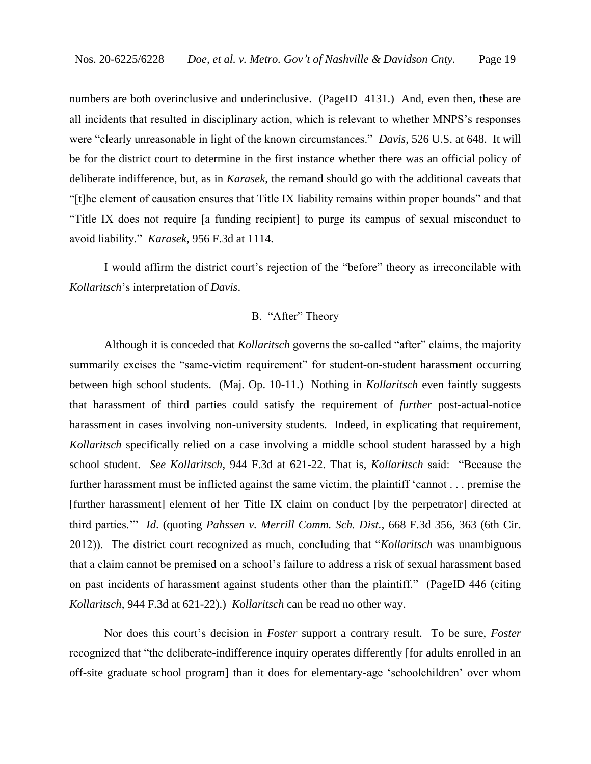numbers are both overinclusive and underinclusive. (PageID 4131.) And, even then, these are all incidents that resulted in disciplinary action, which is relevant to whether MNPS's responses were "clearly unreasonable in light of the known circumstances." *Davis*, 526 U.S. at 648. It will be for the district court to determine in the first instance whether there was an official policy of deliberate indifference, but, as in *Karasek*, the remand should go with the additional caveats that "[t]he element of causation ensures that Title IX liability remains within proper bounds" and that "Title IX does not require [a funding recipient] to purge its campus of sexual misconduct to avoid liability." *Karasek*, 956 F.3d at 1114.

I would affirm the district court's rejection of the "before" theory as irreconcilable with *Kollaritsch*'s interpretation of *Davis*.

### B. "After" Theory

Although it is conceded that *Kollaritsch* governs the so-called "after" claims, the majority summarily excises the "same-victim requirement" for student-on-student harassment occurring between high school students. (Maj. Op. 10-11.) Nothing in *Kollaritsch* even faintly suggests that harassment of third parties could satisfy the requirement of *further* post-actual-notice harassment in cases involving non-university students. Indeed, in explicating that requirement, *Kollaritsch* specifically relied on a case involving a middle school student harassed by a high school student. *See Kollaritsch*, 944 F.3d at 621-22. That is, *Kollaritsch* said: "Because the further harassment must be inflicted against the same victim, the plaintiff 'cannot . . . premise the [further harassment] element of her Title IX claim on conduct [by the perpetrator] directed at third parties.'" *Id.* (quoting *Pahssen v. Merrill Comm. Sch. Dist.*, 668 F.3d 356, 363 (6th Cir. 2012)). The district court recognized as much, concluding that "*Kollaritsch* was unambiguous that a claim cannot be premised on a school's failure to address a risk of sexual harassment based on past incidents of harassment against students other than the plaintiff." (PageID 446 (citing *Kollaritsch*, 944 F.3d at 621-22).) *Kollaritsch* can be read no other way.

Nor does this court's decision in *Foster* support a contrary result. To be sure, *Foster* recognized that "the deliberate-indifference inquiry operates differently [for adults enrolled in an off-site graduate school program] than it does for elementary-age 'schoolchildren' over whom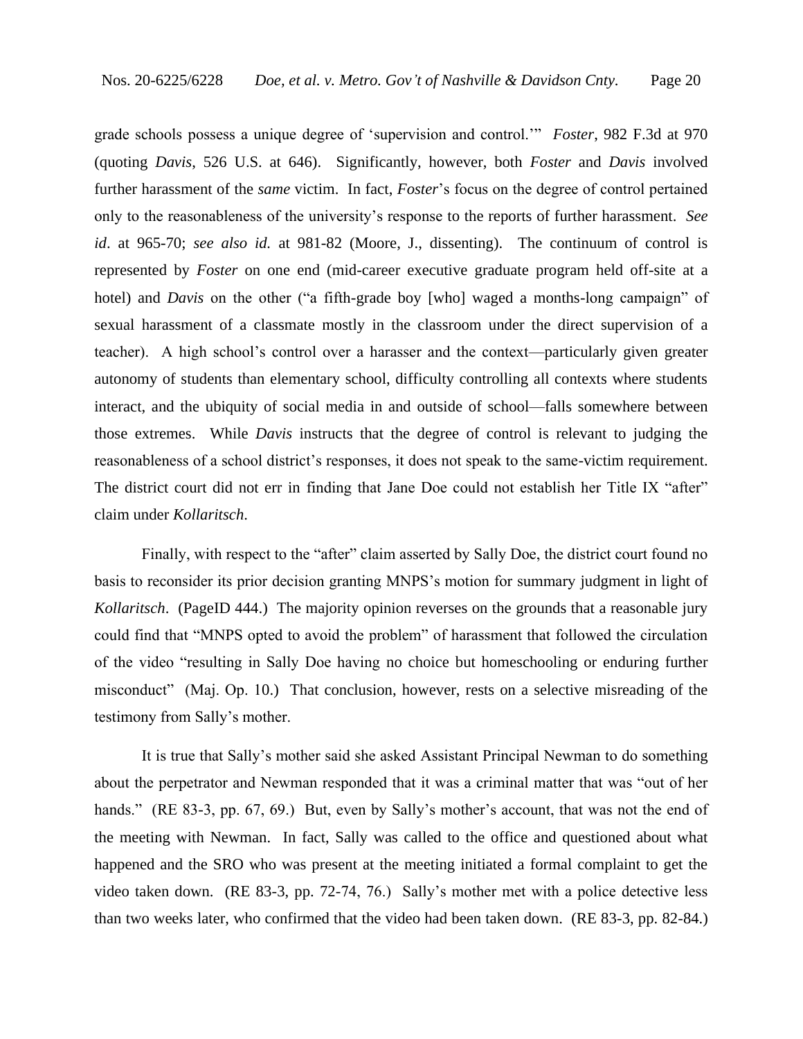grade schools possess a unique degree of 'supervision and control.'" *Foster*, 982 F.3d at 970 (quoting *Davis*, 526 U.S. at 646). Significantly, however, both *Foster* and *Davis* involved further harassment of the *same* victim. In fact, *Foster*'s focus on the degree of control pertained only to the reasonableness of the university's response to the reports of further harassment. *See id*. at 965-70; *see also id.* at 981-82 (Moore, J., dissenting). The continuum of control is represented by *Foster* on one end (mid-career executive graduate program held off-site at a hotel) and *Davis* on the other ("a fifth-grade boy [who] waged a months-long campaign" of sexual harassment of a classmate mostly in the classroom under the direct supervision of a teacher). A high school's control over a harasser and the context—particularly given greater autonomy of students than elementary school, difficulty controlling all contexts where students interact, and the ubiquity of social media in and outside of school—falls somewhere between those extremes. While *Davis* instructs that the degree of control is relevant to judging the reasonableness of a school district's responses, it does not speak to the same-victim requirement. The district court did not err in finding that Jane Doe could not establish her Title IX "after" claim under *Kollaritsch.*

Finally, with respect to the "after" claim asserted by Sally Doe, the district court found no basis to reconsider its prior decision granting MNPS's motion for summary judgment in light of *Kollaritsch*. (PageID 444.) The majority opinion reverses on the grounds that a reasonable jury could find that "MNPS opted to avoid the problem" of harassment that followed the circulation of the video "resulting in Sally Doe having no choice but homeschooling or enduring further misconduct" (Maj. Op. 10.) That conclusion, however, rests on a selective misreading of the testimony from Sally's mother.

It is true that Sally's mother said she asked Assistant Principal Newman to do something about the perpetrator and Newman responded that it was a criminal matter that was "out of her hands." (RE 83-3, pp. 67, 69.) But, even by Sally's mother's account, that was not the end of the meeting with Newman. In fact, Sally was called to the office and questioned about what happened and the SRO who was present at the meeting initiated a formal complaint to get the video taken down. (RE 83-3, pp. 72-74, 76.) Sally's mother met with a police detective less than two weeks later, who confirmed that the video had been taken down. (RE 83-3, pp. 82-84.)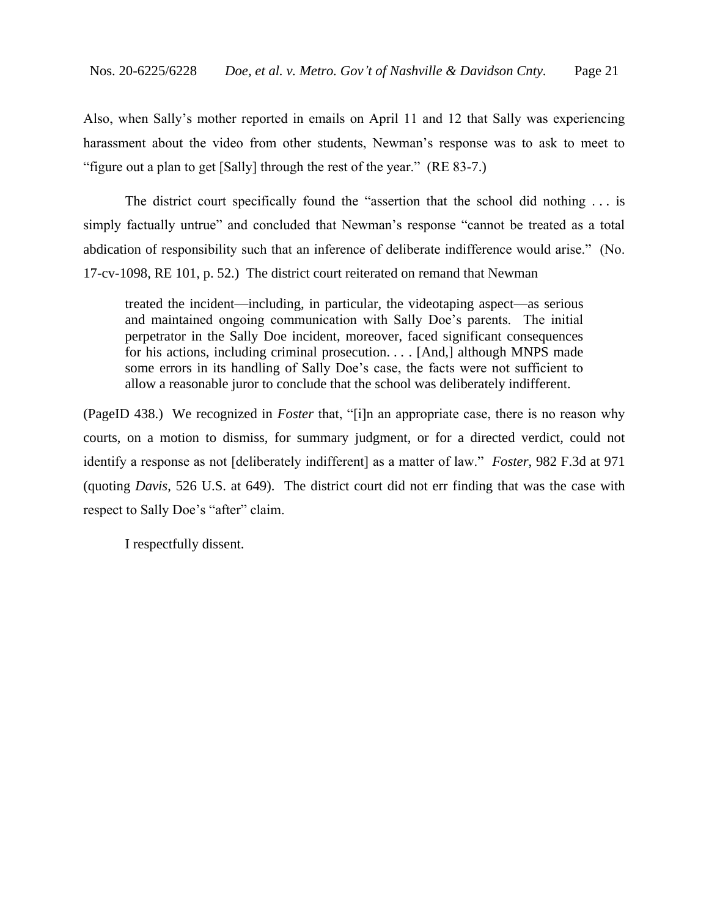Also, when Sally's mother reported in emails on April 11 and 12 that Sally was experiencing harassment about the video from other students, Newman's response was to ask to meet to "figure out a plan to get [Sally] through the rest of the year." (RE 83-7.)

The district court specifically found the "assertion that the school did nothing . . . is simply factually untrue" and concluded that Newman's response "cannot be treated as a total abdication of responsibility such that an inference of deliberate indifference would arise." (No. 17-cv-1098, RE 101, p. 52.) The district court reiterated on remand that Newman

> treated the incident—including, in particular, the videotaping aspect—as serious and maintained ongoing communication with Sally Doe's parents. The initial perpetrator in the Sally Doe incident, moreover, faced significant consequences for his actions, including criminal prosecution. . . . [And,] although MNPS made some errors in its handling of Sally Doe's case, the facts were not sufficient to allow a reasonable juror to conclude that the school was deliberately indifferent.

(PageID 438.) We recognized in *Foster* that, "[i]n an appropriate case, there is no reason why courts, on a motion to dismiss, for summary judgment, or for a directed verdict, could not identify a response as not [deliberately indifferent] as a matter of law." *Foster*, 982 F.3d at 971 (quoting *Davis*, 526 U.S. at 649). The district court did not err finding that was the case with respect to Sally Doe's "after" claim.

I respectfully dissent.